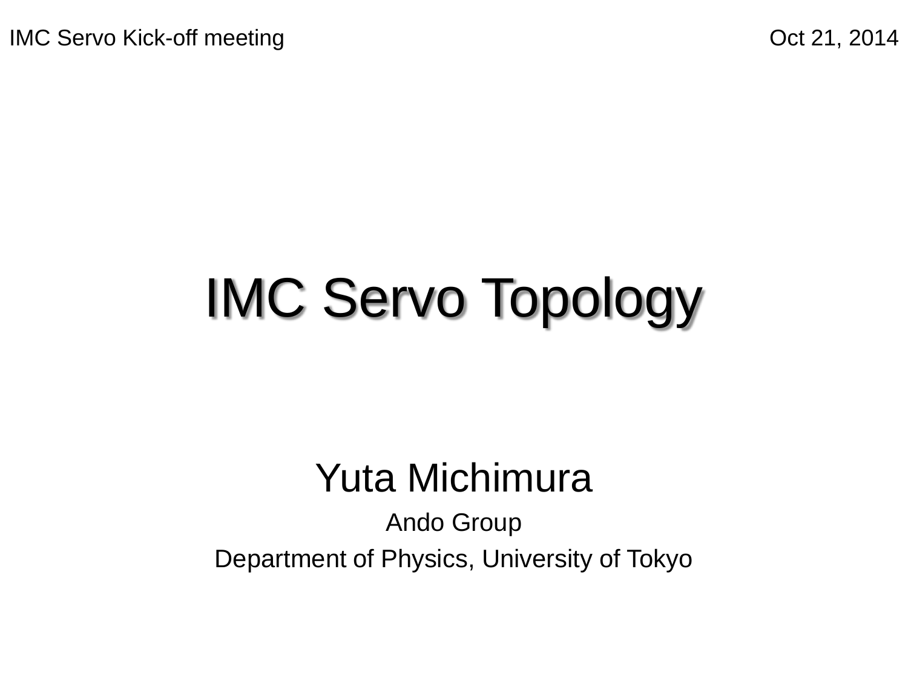IMC Servo Kick-off meeting

Oct 21, 2014

# IMC Servo Topology

Yuta Michimura

Ando Group

Department of Physics, University of Tokyo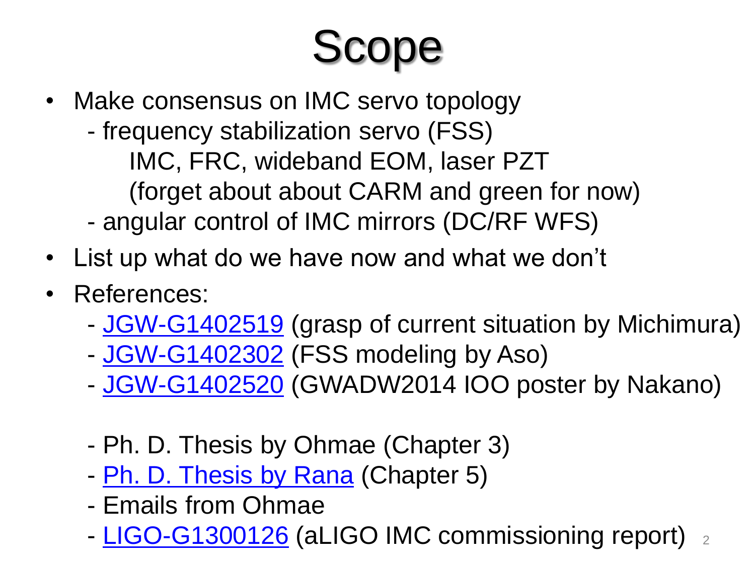# Scope

- Make consensus on IMC servo topology
  - frequency stabilization servo (FSS)
    IMC, FRC, wideband EOM, laser PZT
    (forget about about CARM and green for now)
  - angular control of IMC mirrors (DC/RF WFS)
- List up what do we have now and what we don't
- References:
  - JGW-G1402519 (grasp of current situation by Michimura)
  - JGW-G1402302 (FSS modeling by Aso)
  - JGW-G1402520 (GWADW2014 IOO poster by Nakano)

  - Ph. D. Thesis by Ohmae (Chapter 3)
  - Ph. D. Thesis by Rana (Chapter 5)
  - Emails from Ohmae
  - LIGO-G1300126 (aLIGO IMC commissioning report)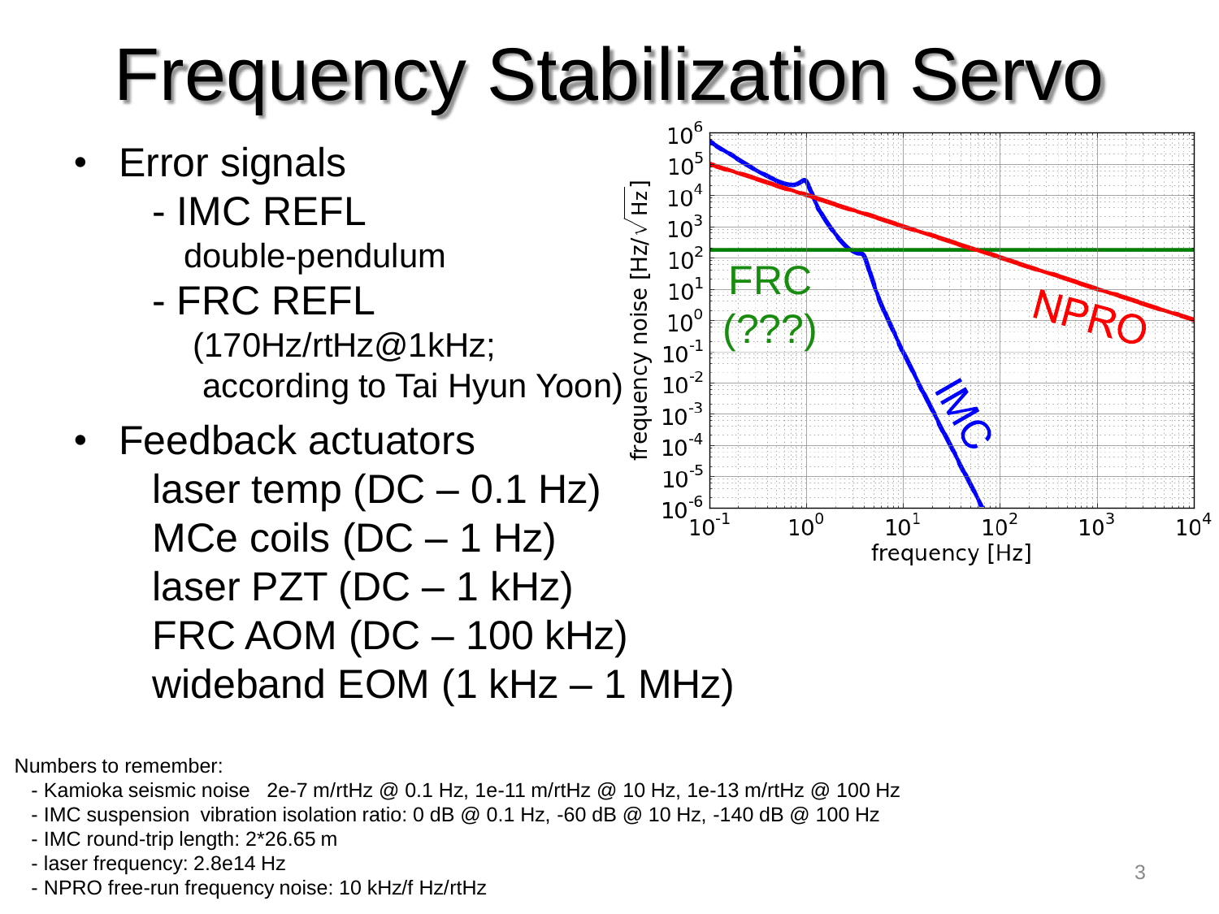# Frequency Stabilization Servo

- Error signals
  - IMC REFL
    double-pendulum
  - FRC REFL
    (170Hz/rtHz@1kHz;
    according to Tai Hyun Yoon)
- Feedback actuators
  laser temp (DC – 0.1 Hz)
  MCe coils (DC – 1 Hz)
  laser PZT (DC – 1 kHz)
  FRC AOM (DC – 100 kHz)
  wideband EOM (1 kHz – 1 MHz)

Numbers to remember:

- Kamioka seismic noise 2e-7 m/rtHz @ 0.1 Hz, 1e-11 m/rtHz @ 10 Hz, 1e-13 m/rtHz @ 100 Hz
- IMC suspension vibration isolation ratio: 0 dB @ 0.1 Hz, -60 dB @ 10 Hz, -140 dB @ 100 Hz
- IMC round-trip length: 2*26.65 m
- laser frequency: 2.8e14 Hz
- NPRO free-run frequency noise: 10 kHz/f Hz/rtHz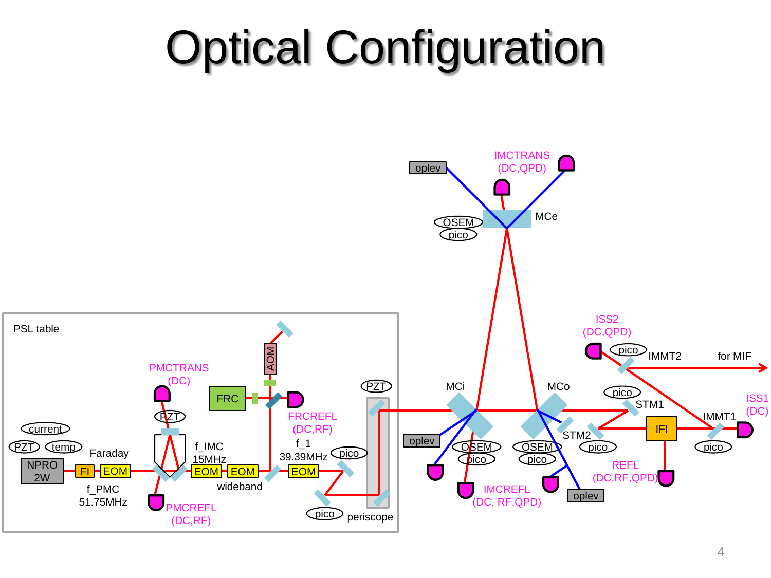# Optical Configuration

PSL table

NPRO 2W

current

PZT

temp

FI

EOM

Faraday

f_PMC 51.75MHz

PMCTRANS (DC)

PZT

PMCREFL (DC,RF)

f_IMC 15MHz

EOM

EOM

wideband

FRC

AOM

FRCREFL (DC,RF)

f_1 39.39MHz

EOM

pico

pico

PZT

periscope

IMCTRANS (DC,QPD)

oplev

OSEM

pico

MCe

MCi

MCo

oplev

OSEM

pico

OSEM

pico

IMCREFL (DC, RF,QPD)

oplev

STM2

pico

pico

STM1

ISS2 (DC,QPD)

pico

IMMT2

for MIF

IFI

IMMT1

pico

ISS1 (DC)

REFL (DC,RF,QPD)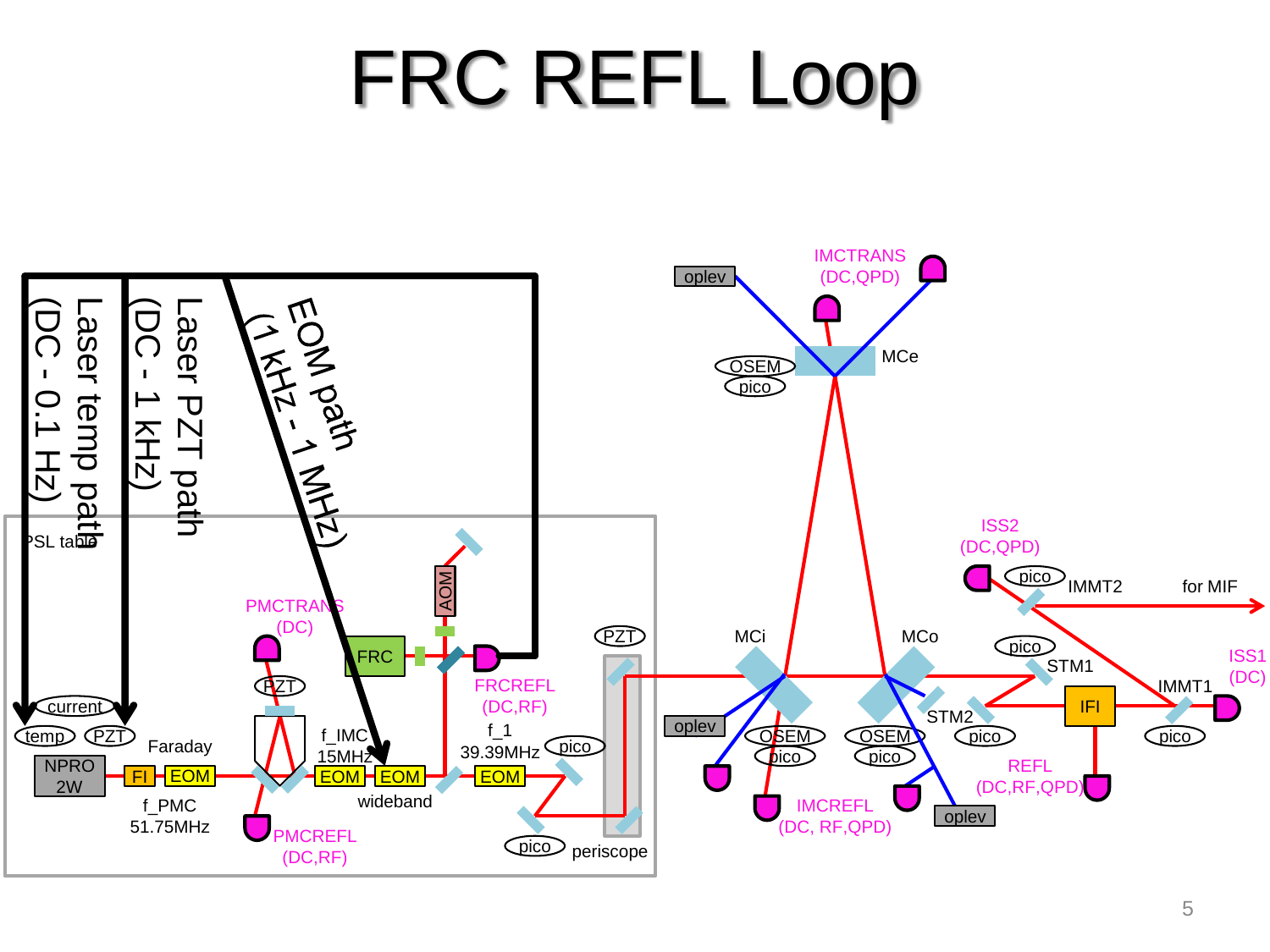# FRC REFL Loop

Laser temp path (DC - 0.1 Hz)

Laser PZT path (DC - 1 kHz)

EOM path (1 kHz - 1 MHz)

PSL table

current

temp

PZT

NPRO 2W

FI

EOM

Faraday

f_PMC 51.75MHz

PMCTRANS (DC)

PZT

PMCREFL (DC,RF)

f_IMC 15MHz

EOM

EOM

wideband

FRC

AOM

FRCREFL (DC,RF)

f_1 39.39MHz

EOM

pico

pico

PZT

periscope

oplev

IMCTRANS (DC,QPD)

OSEM

pico

MCe

MCi

MCo

oplev

OSEM

pico

OSEM

pico

IMCREFL (DC, RF,QPD)

oplev

STM2

pico

ISS2 (DC,QPD)

pico

IMMT2

for MIF

pico

STM1

IFI

IMMT1

ISS1 (DC)

pico

REFL (DC,RF,QPD)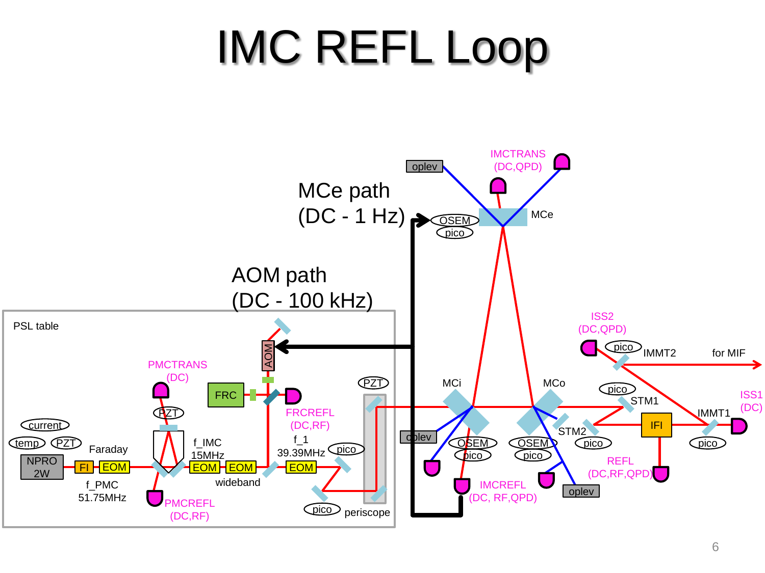# IMC REFL Loop

MCe path
(DC - 1 Hz)

AOM path
(DC - 100 kHz)

PSL table

IMCTRANS (DC,QPD)

oplev

OSEM

pico

MCe

ISS2 (DC,QPD)

pico

IMMT2

for MIF

MCi

MCo

pico

STM1

ISS1 (DC)

PMCTRANS (DC)

AOM

PZT

IMMT1

FRC

FRCREFL (DC,RF)

oplev

OSEM

OSEM

STM2

IFI

PZT

pico

pico

pico

pico

current

f_IMC 15MHz

f_1 39.39MHz

pico

REFL (DC,RF,QPD)

temp

PZT

Faraday

NPRO 2W

FI

EOM

EOM

EOM

EOM

f_PMC 51.75MHz

wideband

IMCREFL (DC, RF,QPD)

oplev

PMCREFL (DC,RF)

pico

periscope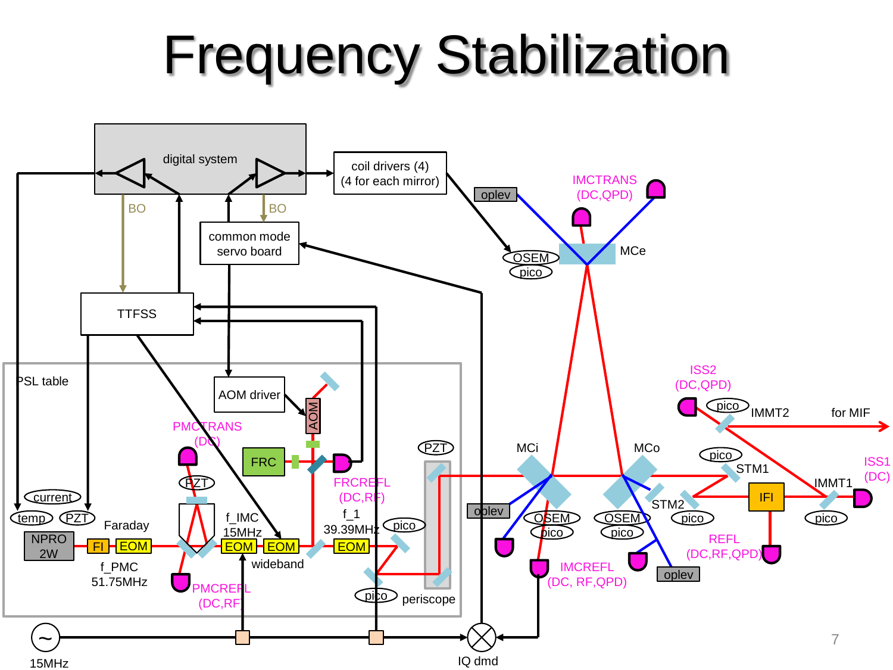# Frequency Stabilization

digital system

BO

BO

coil drivers (4)
(4 for each mirror)

common mode servo board

TTFSS

PSL table

AOM driver

AOM

FRC

oplev

IMCTRANS (DC,QPD)

MCe

OSEM

pico

PMCTRANS (DC)

PZT

FRCREFL (DC,RF)

PZT

MCi

MCo

ISS2 (DC,QPD)

pico

IMMT2

for MIF

pico

STM1

ISS1 (DC)

IMMT1

current

temp

PZT

Faraday

NPRO 2W

FI

EOM

f_PMC 51.75MHz

f_IMC 15MHz

EOM

EOM

wideband

f_1 39.39MHz

EOM

pico

pico

periscope

PMCREFL (DC,RF)

oplev

OSEM

pico

OSEM

pico

STM2

pico

IFI

pico

REFL (DC,RF,QPD)

IMCREFL (DC, RF,QPD)

oplev

15MHz

IQ dmd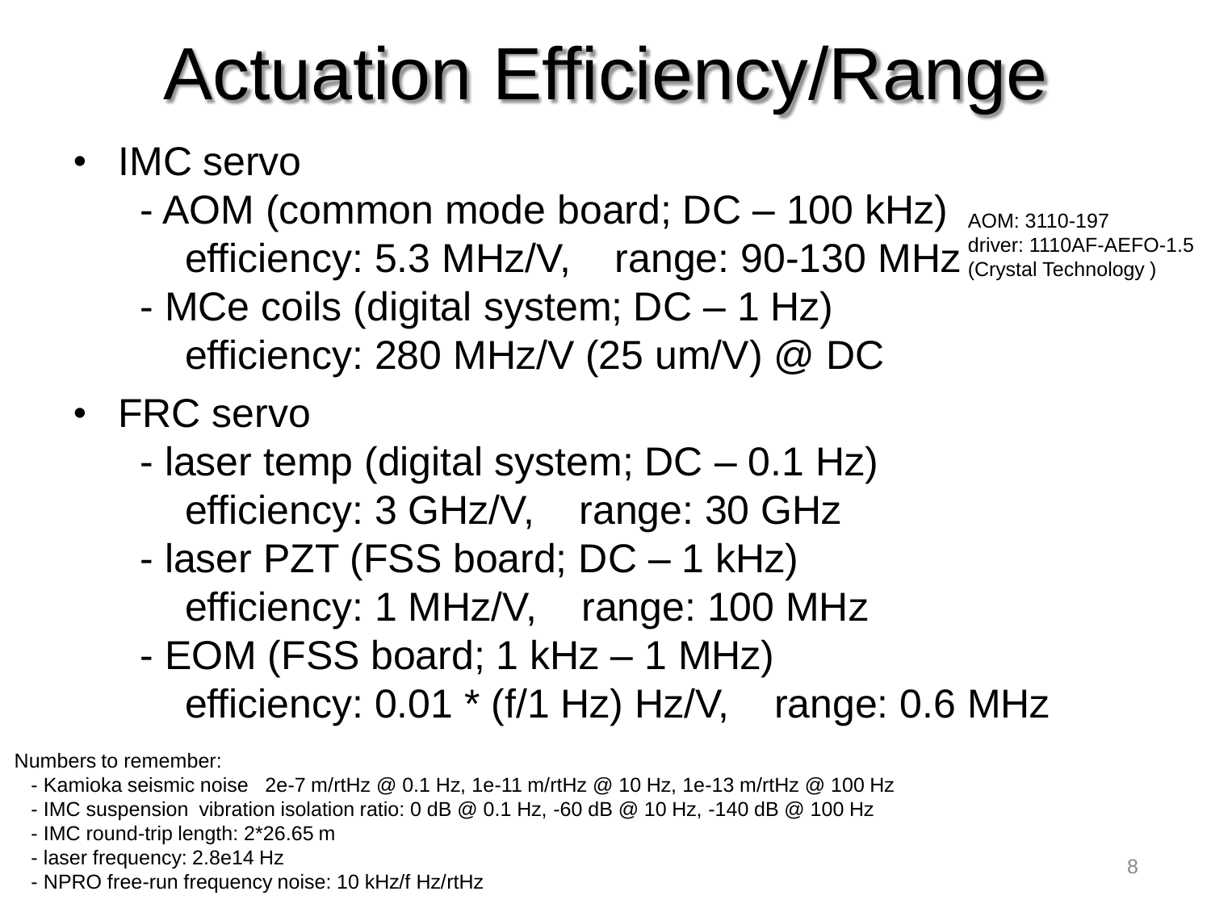# Actuation Efficiency/Range

- IMC servo
  - AOM (common mode board; DC – 100 kHz)
    efficiency: 5.3 MHz/V,    range: 90-130 MHz
  - MCe coils (digital system; DC – 1 Hz)
    efficiency: 280 MHz/V (25 um/V) @ DC
- FRC servo
  - laser temp (digital system; DC – 0.1 Hz)
    efficiency: 3 GHz/V,    range: 30 GHz
  - laser PZT (FSS board; DC – 1 kHz)
    efficiency: 1 MHz/V,    range: 100 MHz
  - EOM (FSS board; 1 kHz – 1 MHz)
    efficiency: 0.01 * (f/1 Hz) Hz/V,    range: 0.6 MHz

AOM: 3110-197
driver: 1110AF-AEFO-1.5
(Crystal Technology )

Numbers to remember:

- Kamioka seismic noise   2e-7 m/rtHz @ 0.1 Hz, 1e-11 m/rtHz @ 10 Hz, 1e-13 m/rtHz @ 100 Hz
- IMC suspension  vibration isolation ratio: 0 dB @ 0.1 Hz, -60 dB @ 10 Hz, -140 dB @ 100 Hz
- IMC round-trip length: 2*26.65 m
- laser frequency: 2.8e14 Hz
- NPRO free-run frequency noise: 10 kHz/f Hz/rtHz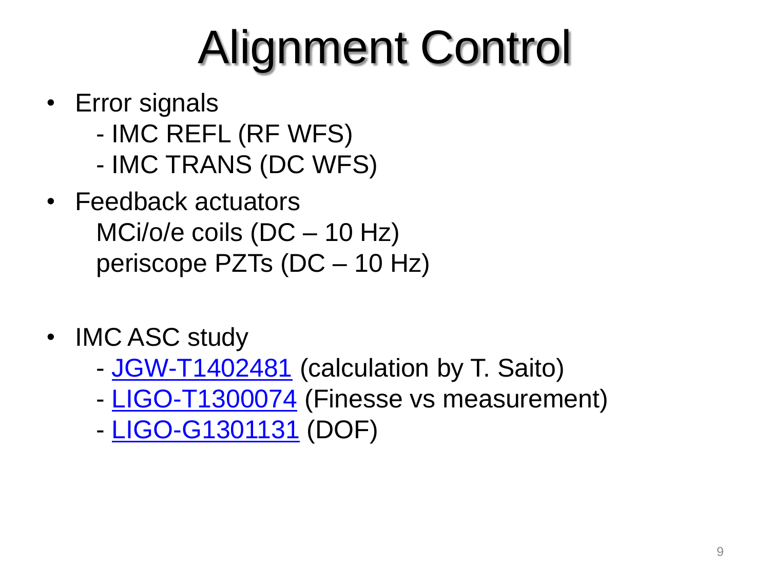# Alignment Control

- Error signals
  - IMC REFL (RF WFS)
  - IMC TRANS (DC WFS)
- Feedback actuators
  MCi/o/e coils (DC – 10 Hz)
  periscope PZTs (DC – 10 Hz)

- IMC ASC study
  - JGW-T1402481 (calculation by T. Saito)
  - LIGO-T1300074 (Finesse vs measurement)
  - LIGO-G1301131 (DOF)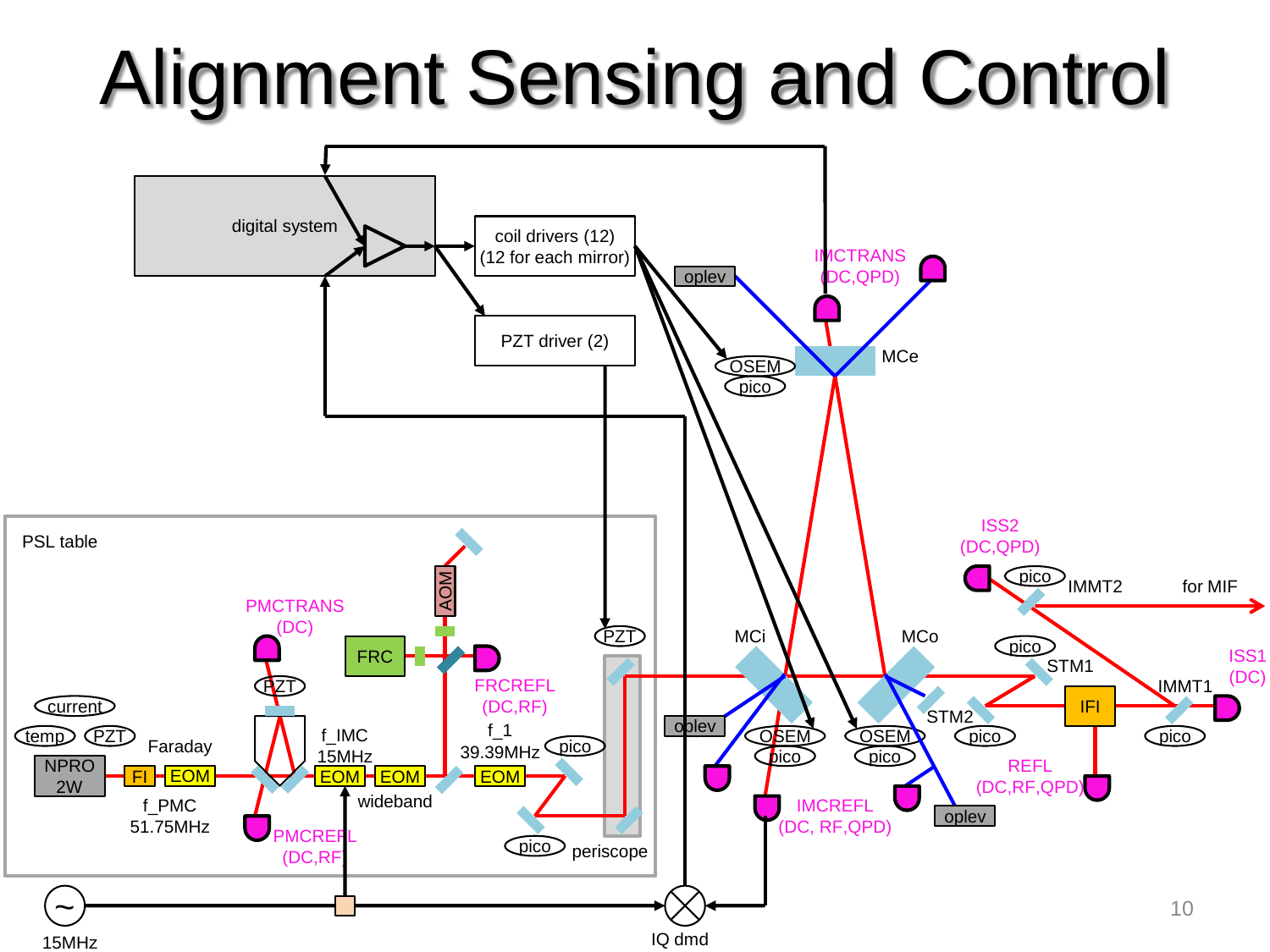# Alignment Sensing and Control

digital system

coil drivers (12)
(12 for each mirror)

PZT driver (2)

oplev

IMCTRANS
(DC,QPD)

OSEM

pico

MCe

PSL table

PMCTRANS
(DC)

AOM

FRC

FRCREFL
(DC,RF)

PZT

current

temp

PZT

NPRO
2W

Faraday

FI

EOM

f_PMC
51.75MHz

PMCREFL
(DC,RF)

f_IMC
15MHz

EOM

EOM

wideband

f_1
39.39MHz

EOM

pico

pico

periscope

MCi

MCo

oplev

OSEM

pico

OSEM

pico

IMCREFL
(DC, RF,QPD)

STM2

oplev

ISS2
(DC,QPD)

pico

IMMT2

for MIF

pico

STM1

ISS1
(DC)

IMMT1

IFI

pico

pico

REFL
(DC,RF,QPD)

15MHz

IQ dmd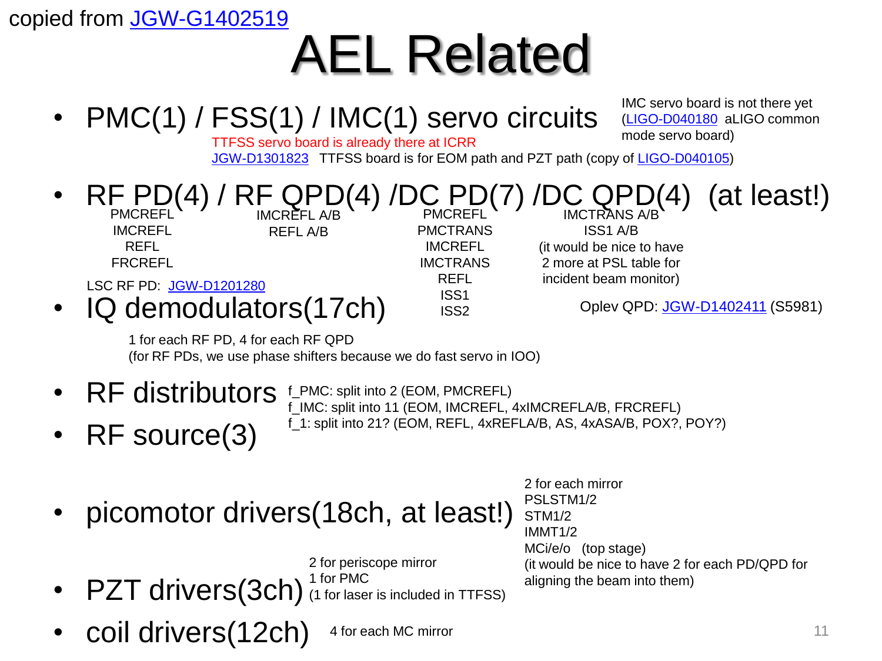copied from JGW-G1402519

# AEL Related

- PMC(1) / FSS(1) / IMC(1) servo circuits

  TTFSS servo board is already there at ICRR

  JGW-D1301823 TTFSS board is for EOM path and PZT path (copy of LIGO-D040105)

  IMC servo board is not there yet (LIGO-D040180 aLIGO common mode servo board)

- RF PD(4) / RF QPD(4) /DC PD(7) /DC QPD(4) (at least!)
  - RF PD: PMCREFL, IMCREFL, REFL, FRCREFL
  - RF QPD: IMCREFL A/B, REFL A/B
  - DC PD: PMCREFL, PMCTRANS, IMCREFL, IMCTRANS, REFL, ISS1, ISS2
  - DC QPD: IMCTRANS A/B, ISS1 A/B (it would be nice to have 2 more at PSL table for incident beam monitor)

  LSC RF PD: JGW-D1201280

  Oplev QPD: JGW-D1402411 (S5981)

- IQ demodulators(17ch)

  1 for each RF PD, 4 for each RF QPD
  (for RF PDs, we use phase shifters because we do fast servo in IOO)

- RF distributors
- RF source(3)

  f_PMC: split into 2 (EOM, PMCREFL)
  f_IMC: split into 11 (EOM, IMCREFL, 4xIMCREFLA/B, FRCREFL)
  f_1: split into 21? (EOM, REFL, 4xREFLA/B, AS, 4xASA/B, POX?, POY?)

- picomotor drivers(18ch, at least!)

  2 for each mirror
  PSLSTM1/2
  STM1/2
  IMMT1/2
  MCi/e/o (top stage)
  (it would be nice to have 2 for each PD/QPD for aligning the beam into them)

- PZT drivers(3ch)

  2 for periscope mirror
  1 for PMC
  (1 for laser is included in TTFSS)

- coil drivers(12ch) 4 for each MC mirror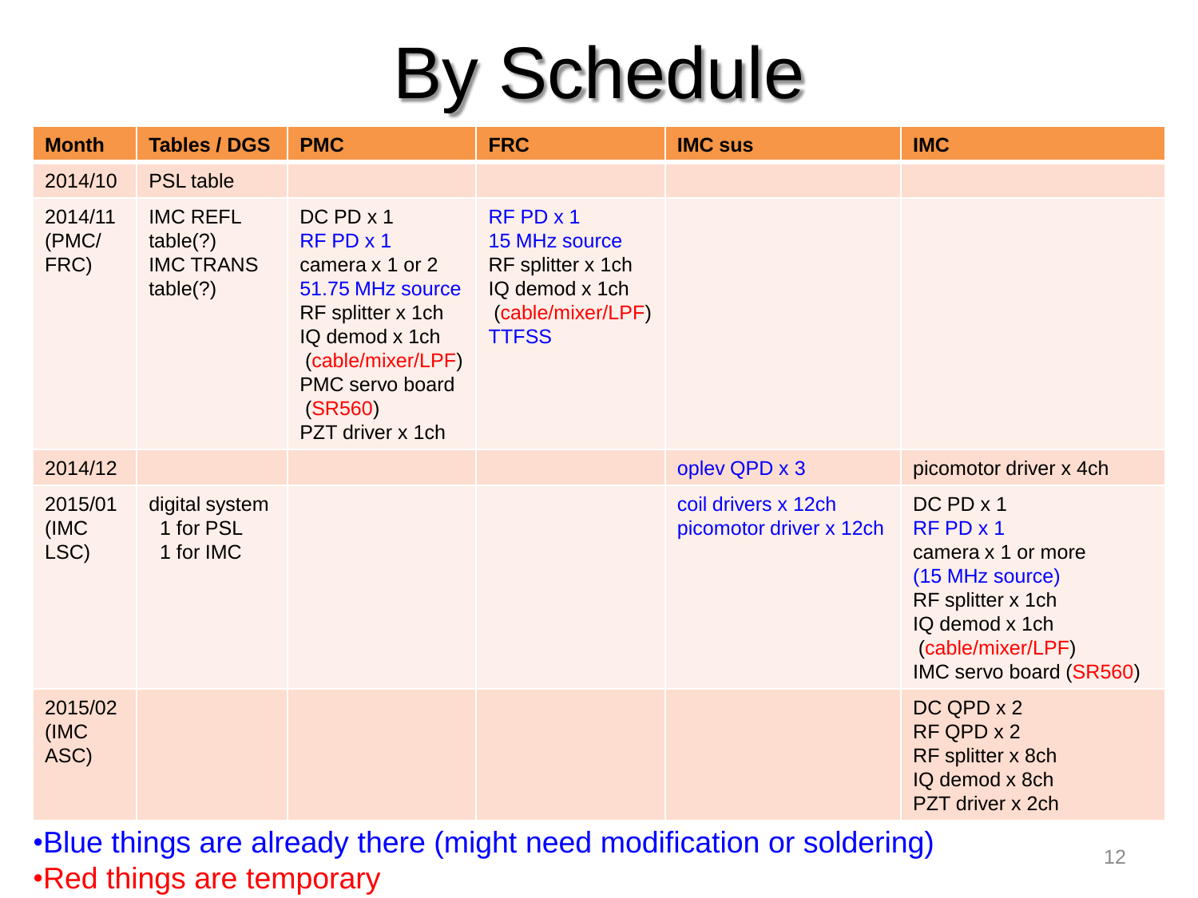# By Schedule

| Month | Tables / DGS | PMC | FRC | IMC sus | IMC |
|---|---|---|---|---|---|
| 2014/10 | PSL table | | | | |
| 2014/11 (PMC/ FRC) | IMC REFL table(?)<br>IMC TRANS table(?) | DC PD x 1<br>RF PD x 1<br>camera x 1 or 2<br>51.75 MHz source<br>RF splitter x 1ch<br>IQ demod x 1ch<br>(cable/mixer/LPF)<br>PMC servo board<br>(SR560)<br>PZT driver x 1ch | RF PD x 1<br>15 MHz source<br>RF splitter x 1ch<br>IQ demod x 1ch<br>(cable/mixer/LPF)<br>TTFSS | | |
| 2014/12 | | | | oplev QPD x 3 | picomotor driver x 4ch |
| 2015/01 (IMC LSC) | digital system<br>1 for PSL<br>1 for IMC | | | coil drivers x 12ch<br>picomotor driver x 12ch | DC PD x 1<br>RF PD x 1<br>camera x 1 or more<br>(15 MHz source)<br>RF splitter x 1ch<br>IQ demod x 1ch<br>(cable/mixer/LPF)<br>IMC servo board (SR560) |
| 2015/02 (IMC ASC) | | | | | DC QPD x 2<br>RF QPD x 2<br>RF splitter x 8ch<br>IQ demod x 8ch<br>PZT driver x 2ch |

- Blue things are already there (might need modification or soldering)
- Red things are temporary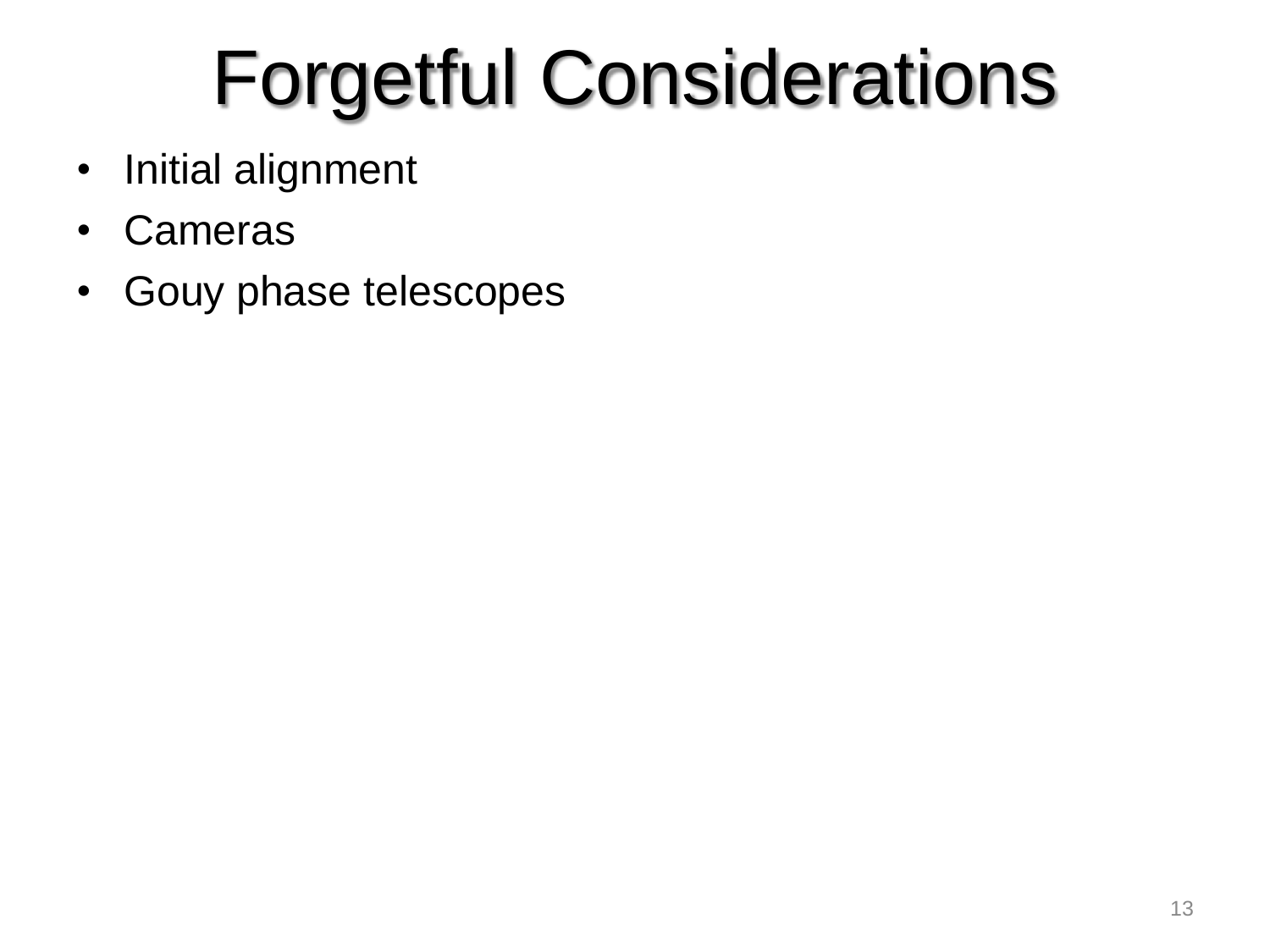# Forgetful Considerations

- Initial alignment
- Cameras
- Gouy phase telescopes